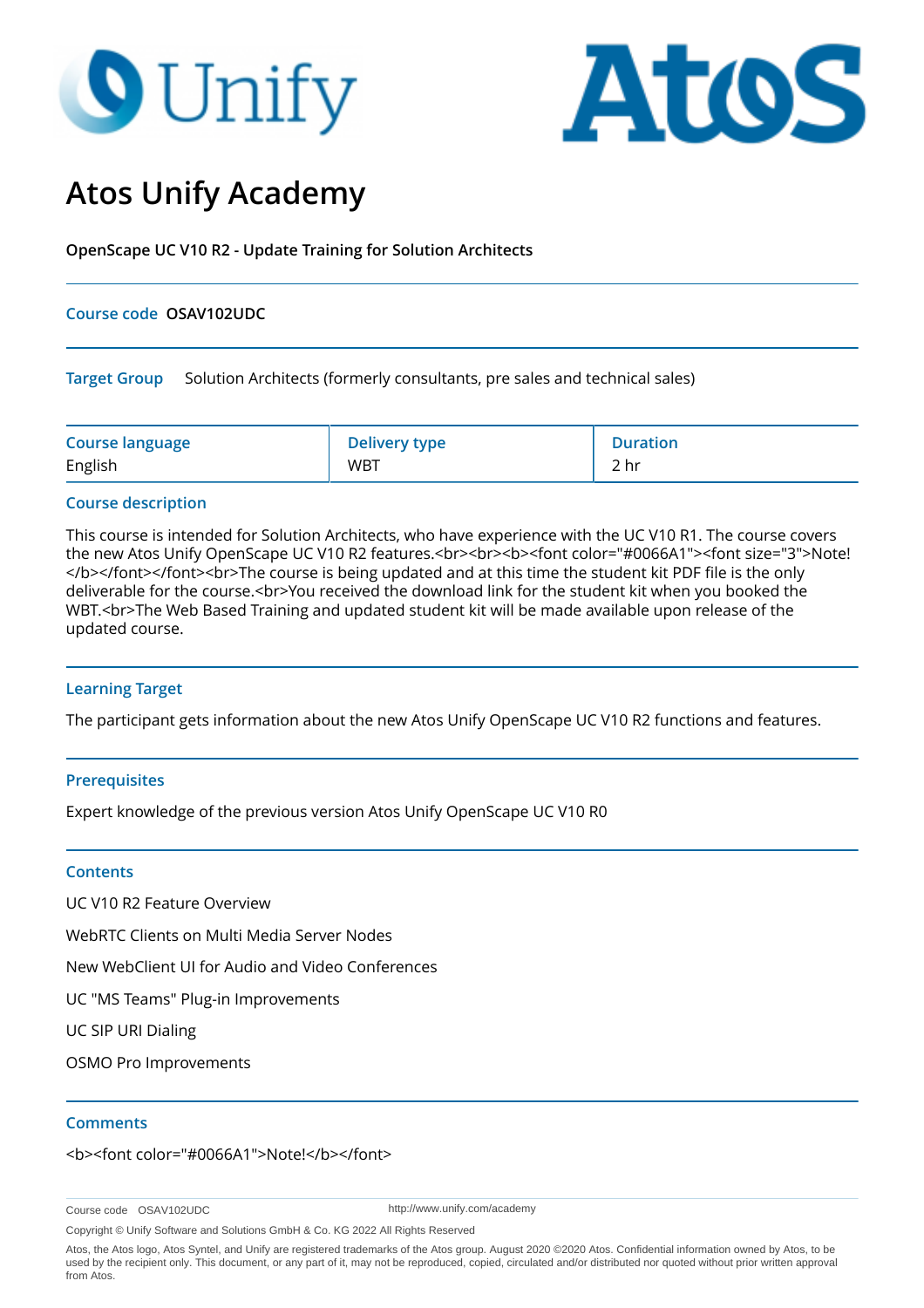# Atos Unify Academy

**OpenScape UC V10 R2 - Update Training for Solution Architects**

**Course code** **OSAV102UDC**

**Target Group** Solution Architects (formerly consultants, pre sales and technical sales)

| Course language | Delivery type | Duration |
|---|---|---|
| English | WBT | 2 hr |

## Course description

This course is intended for Solution Architects, who have experience with the UC V10 R1. The course covers the new Atos Unify OpenScape UC V10 R2 features.<br><br><b><font color="#0066A1"><font size="3">Note!</b></font></font><br>The course is being updated and at this time the student kit PDF file is the only deliverable for the course.<br>You received the download link for the student kit when you booked the WBT.<br>The Web Based Training and updated student kit will be made available upon release of the updated course.

## Learning Target

The participant gets information about the new Atos Unify OpenScape UC V10 R2 functions and features.

## Prerequisites

Expert knowledge of the previous version Atos Unify OpenScape UC V10 R0

## Contents

UC V10 R2 Feature Overview

WebRTC Clients on Multi Media Server Nodes

New WebClient UI for Audio and Video Conferences

UC "MS Teams" Plug-in Improvements

UC SIP URI Dialing

OSMO Pro Improvements

## Comments

<b><font color="#0066A1">Note!</b></font>

Course code OSAV102UDC http://www.unify.com/academy

Copyright © Unify Software and Solutions GmbH & Co. KG 2022 All Rights Reserved

Atos, the Atos logo, Atos Syntel, and Unify are registered trademarks of the Atos group. August 2020 ©2020 Atos. Confidential information owned by Atos, to be used by the recipient only. This document, or any part of it, may not be reproduced, copied, circulated and/or distributed nor quoted without prior written approval from Atos.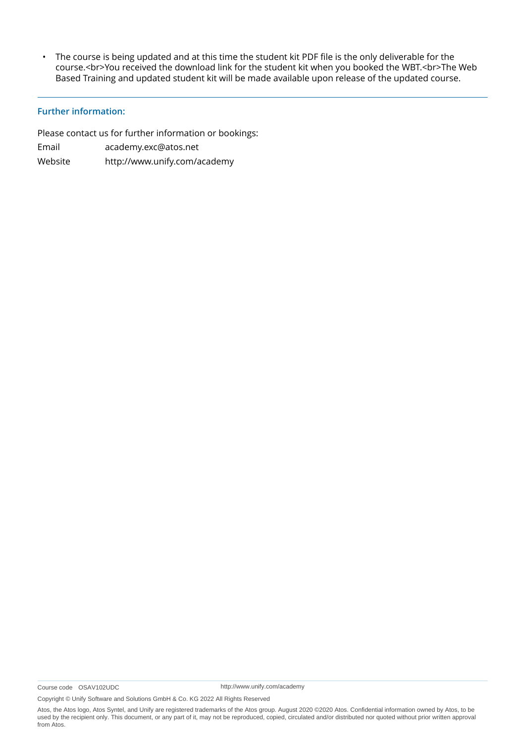- The course is being updated and at this time the student kit PDF file is the only deliverable for the course.<br>You received the download link for the student kit when you booked the WBT.<br>The Web Based Training and updated student kit will be made available upon release of the updated course.

---

### Further information:

Please contact us for further information or bookings:

| | |
|---|---|
| Email | academy.exc@atos.net |
| Website | http://www.unify.com/academy |